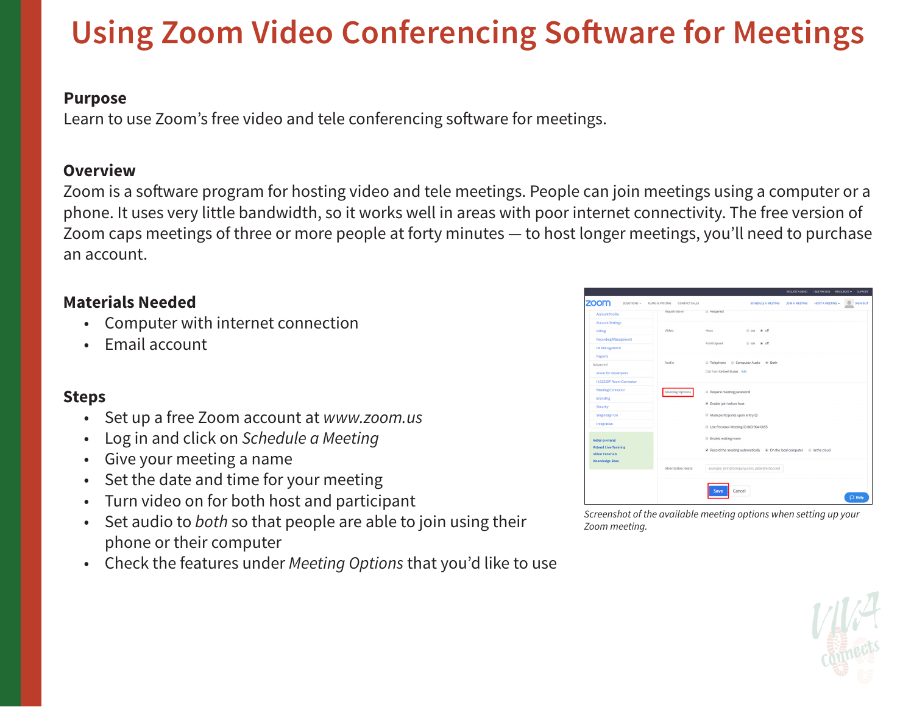# Using Zoom Video Conferencing Software for Meetings

## Purpose

Learn to use Zoom's free video and tele conferencing software for meetings.

## Overview

Zoom is a software program for hosting video and tele meetings. People can join meetings using a computer or a phone. It uses very little bandwidth, so it works well in areas with poor internet connectivity. The free version of Zoom caps meetings of three or more people at forty minutes — to host longer meetings, you'll need to purchase an account.

## Materials Needed

- Computer with internet connection
- Email account

## Steps

- Set up a free Zoom account at *www.zoom.us*
- Log in and click on *Schedule a Meeting*
- Give your meeting a name
- Set the date and time for your meeting
- Turn video on for both host and participant
- Set audio to *both* so that people are able to join using their phone or their computer
- Check the features under *Meeting Options* that you'd like to use

*Screenshot of the available meeting options when setting up your Zoom meeting.*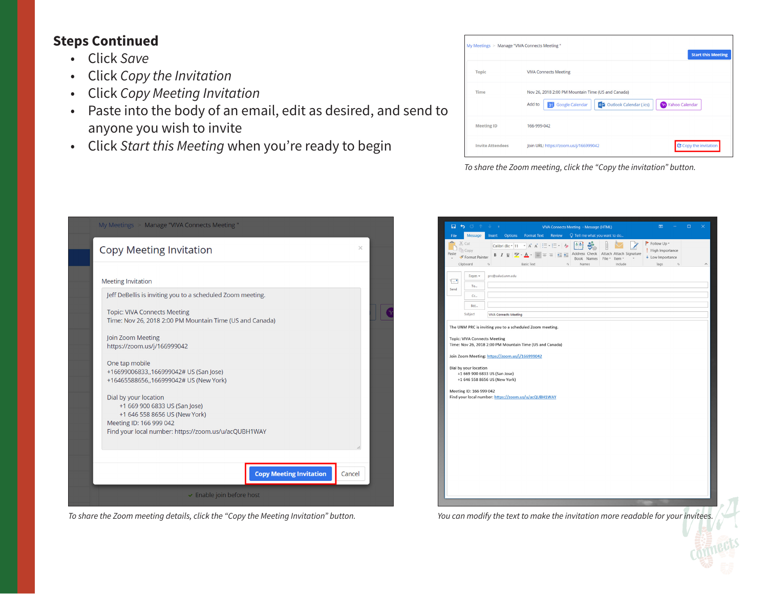## Steps Continued

- Click *Save*
- Click *Copy the Invitation*
- Click *Copy Meeting Invitation*
- Paste into the body of an email, edit as desired, and send to anyone you wish to invite
- Click *Start this Meeting* when you're ready to begin

*To share the Zoom meeting, click the "Copy the invitation" button.*

*To share the Zoom meeting details, click the "Copy the Meeting Invitation" button.*

*You can modify the text to make the invitation more readable for your invitees.*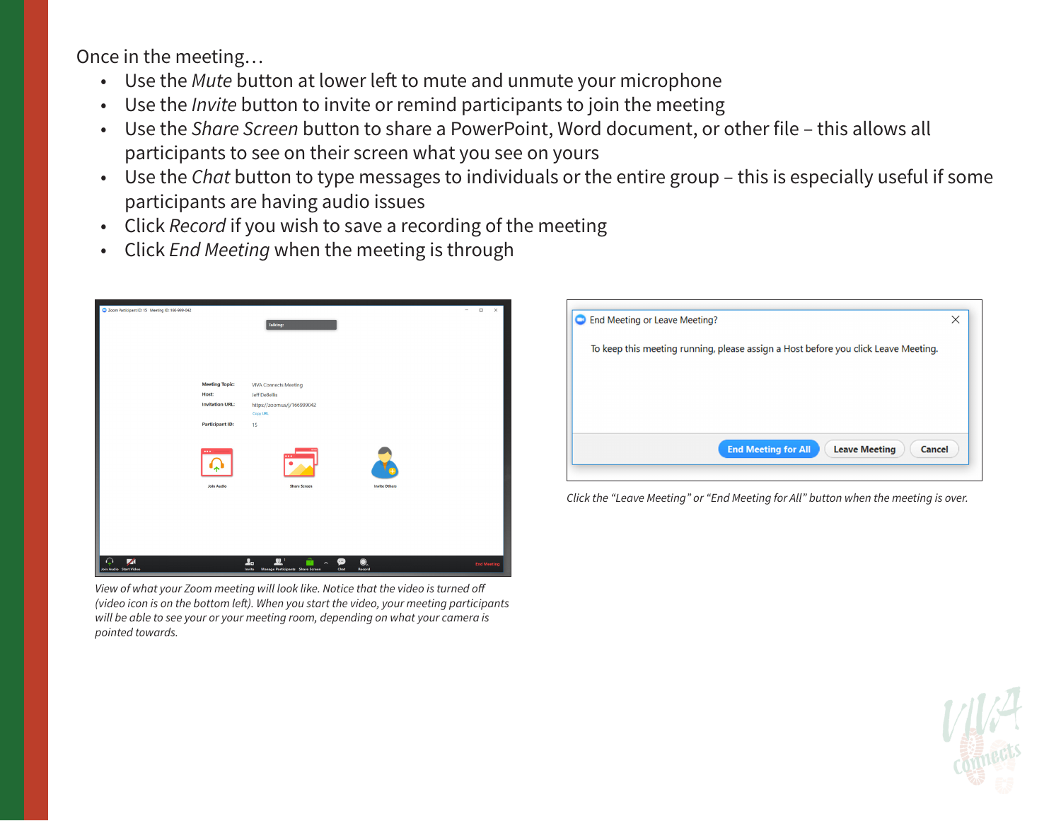Once in the meeting…

- Use the *Mute* button at lower left to mute and unmute your microphone
- Use the *Invite* button to invite or remind participants to join the meeting
- Use the *Share Screen* button to share a PowerPoint, Word document, or other file – this allows all participants to see on their screen what you see on yours
- Use the *Chat* button to type messages to individuals or the entire group – this is especially useful if some participants are having audio issues
- Click *Record* if you wish to save a recording of the meeting
- Click *End Meeting* when the meeting is through

*View of what your Zoom meeting will look like. Notice that the video is turned off (video icon is on the bottom left). When you start the video, your meeting participants will be able to see your or your meeting room, depending on what your camera is pointed towards.*

*Click the "Leave Meeting" or "End Meeting for All" button when the meeting is over.*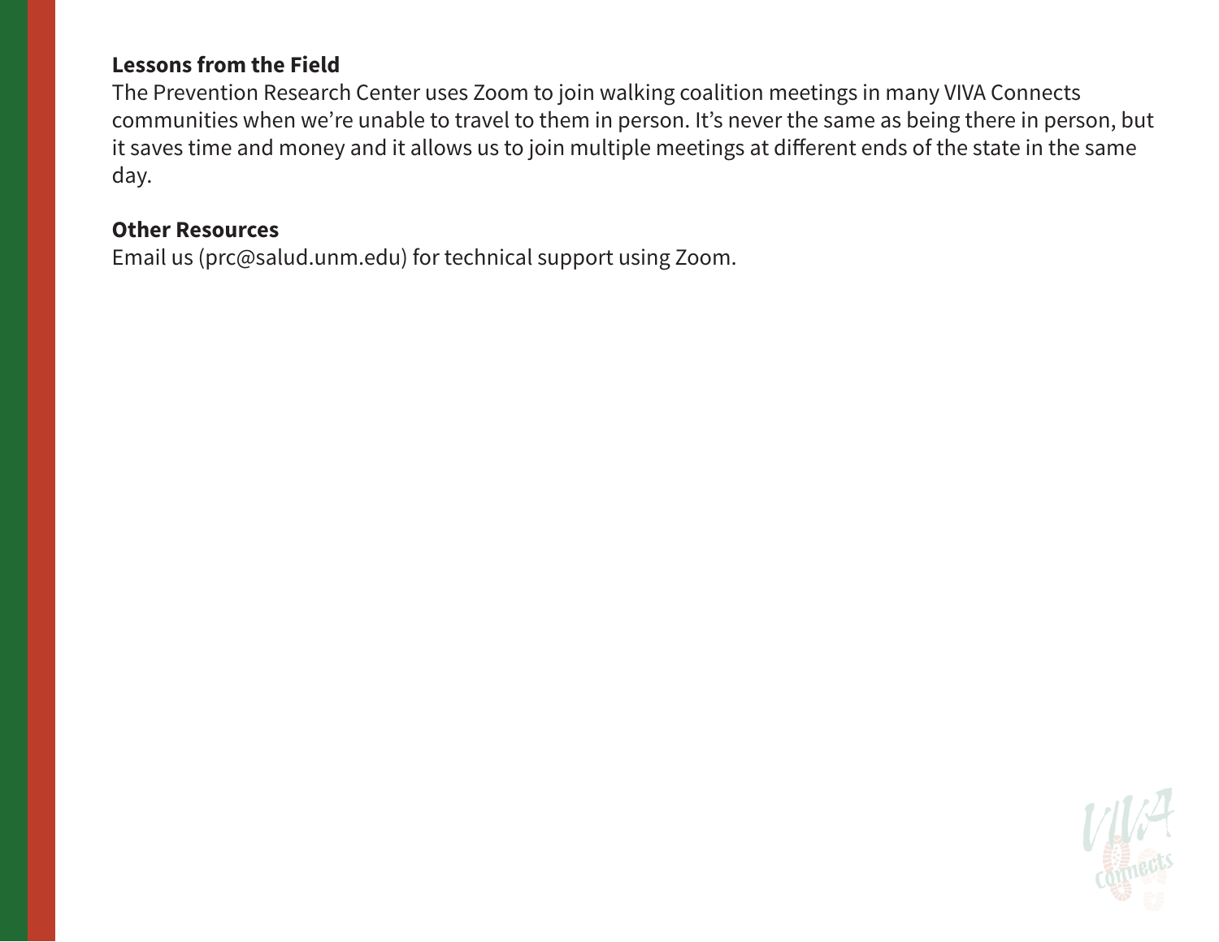**Lessons from the Field**

The Prevention Research Center uses Zoom to join walking coalition meetings in many VIVA Connects communities when we're unable to travel to them in person. It's never the same as being there in person, but it saves time and money and it allows us to join multiple meetings at different ends of the state in the same day.

**Other Resources**

Email us (prc@salud.unm.edu) for technical support using Zoom.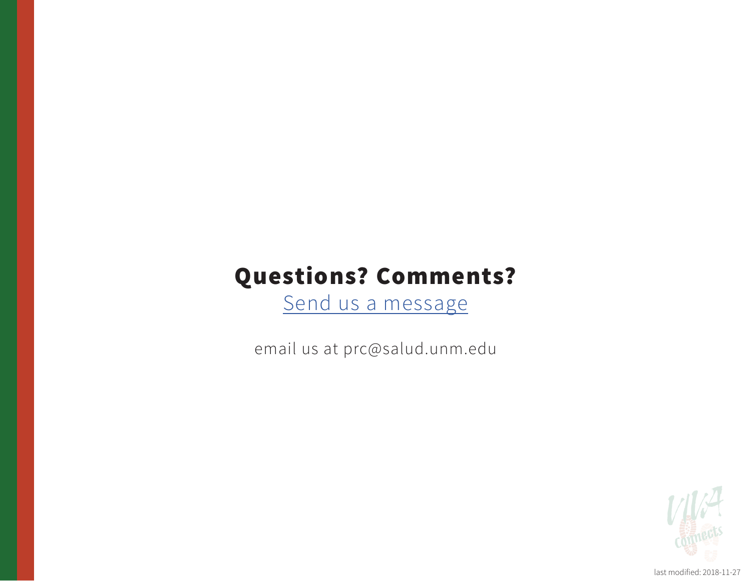## Questions? Comments?

Send us a message

email us at prc@salud.unm.edu

last modified: 2018-11-27